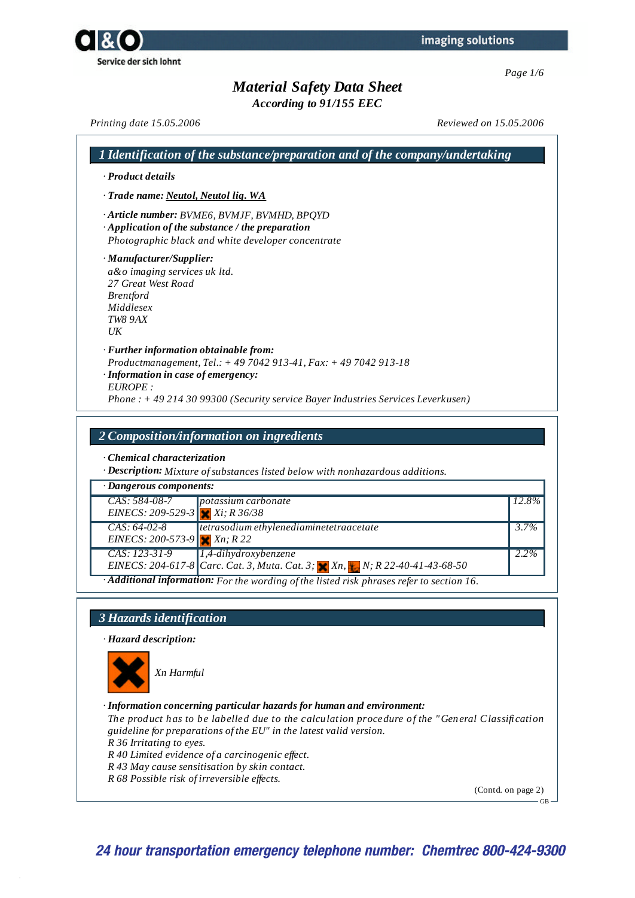# Material Safety Data Sheet

*According to 91/155 EEC*

*Printing date 15.05.2006* *Reviewed on 15.05.2006*

## 1 Identification of the substance/preparation and of the company/undertaking

· **Product details**

· **Trade name:** Neutol, Neutol liq. WA

· **Article number:** BVME6, BVMJF, BVMHD, BPQYD

· **Application of the substance / the preparation**
Photographic black and white developer concentrate

· **Manufacturer/Supplier:**
a&o imaging services uk ltd.
27 Great West Road
Brentford
Middlesex
TW8 9AX
UK

· **Further information obtainable from:**
Productmanagement, Tel.: + 49 7042 913-41, Fax: + 49 7042 913-18

· **Information in case of emergency:**
EUROPE :
Phone : + 49 214 30 99300 (Security service Bayer Industries Services Leverkusen)

## 2 Composition/information on ingredients

· **Chemical characterization**

· **Description:** Mixture of substances listed below with nonhazardous additions.

· **Dangerous components:**

| | | |
|---|---|---|
| CAS: 584-08-7<br>EINECS: 209-529-3 | potassium carbonate<br>Xi; R 36/38 | 12.8% |
| CAS: 64-02-8<br>EINECS: 200-573-9 | tetrasodium ethylenediaminetetraacetate<br>Xn; R 22 | 3.7% |
| CAS: 123-31-9<br>EINECS: 204-617-8 | 1,4-dihydroxybenzene<br>Carc. Cat. 3, Muta. Cat. 3; Xn, N; R 22-40-41-43-68-50 | 2.2% |

· **Additional information:** For the wording of the listed risk phrases refer to section 16.

## 3 Hazards identification

· **Hazard description:**

Xn Harmful

· **Information concerning particular hazards for human and environment:**
The product has to be labelled due to the calculation procedure of the "General Classification guideline for preparations of the EU" in the latest valid version.
R 36 Irritating to eyes.
R 40 Limited evidence of a carcinogenic effect.
R 43 May cause sensitisation by skin contact.
R 68 Possible risk of irreversible effects.

(Contd. on page 2)

24 hour transportation emergency telephone number: Chemtrec 800-424-9300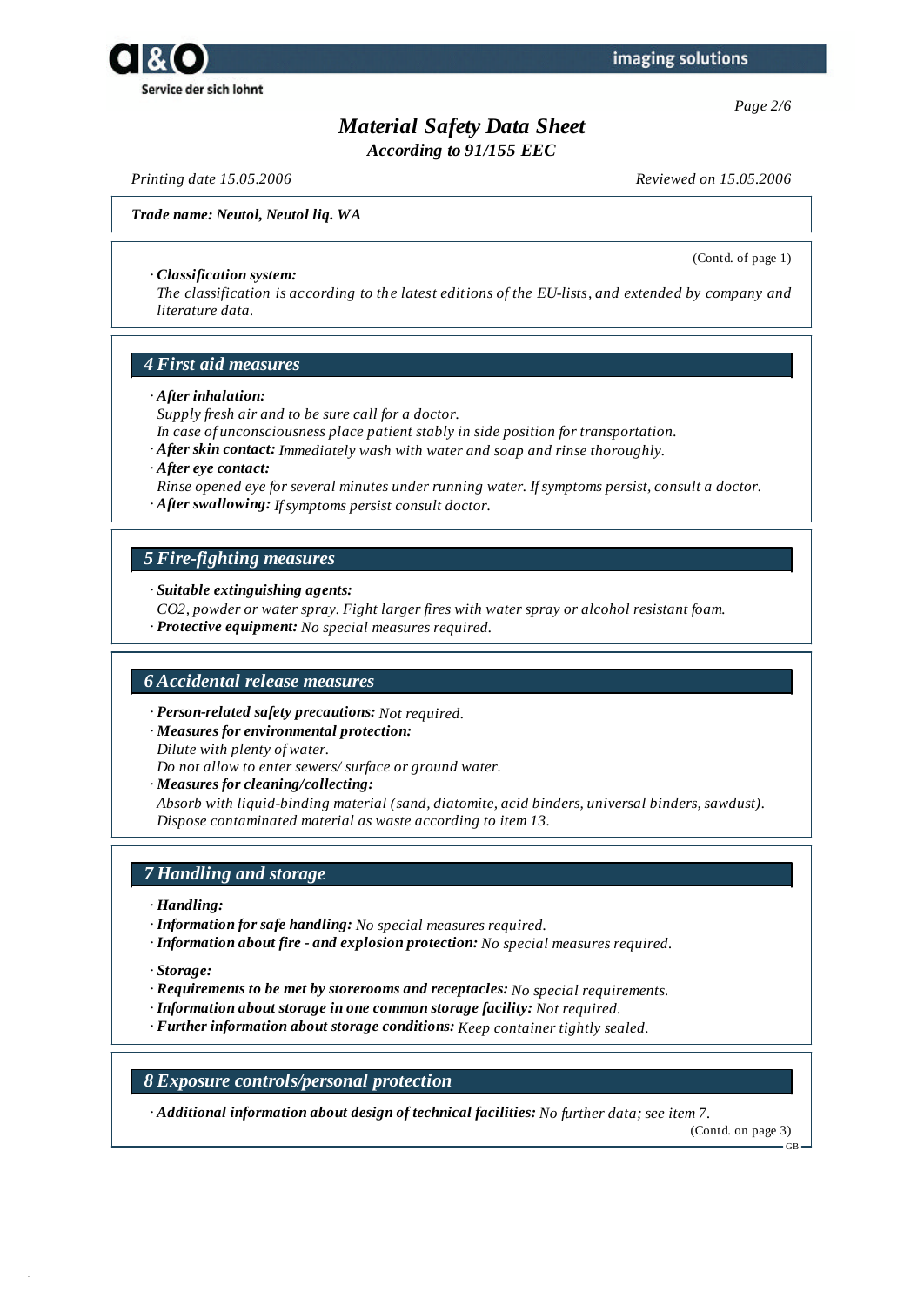# Material Safety Data Sheet

*According to 91/155 EEC*

*Printing date 15.05.2006* *Reviewed on 15.05.2006*

***Trade name: Neutol, Neutol liq. WA***

(Contd. of page 1)

· ***Classification system:***
*The classification is according to the latest editions of the EU-lists, and extended by company and literature data.*

## 4 First aid measures

· ***After inhalation:***
*Supply fresh air and to be sure call for a doctor.*
*In case of unconsciousness place patient stably in side position for transportation.*
· ***After skin contact:*** *Immediately wash with water and soap and rinse thoroughly.*
· ***After eye contact:***
*Rinse opened eye for several minutes under running water. If symptoms persist, consult a doctor.*
· ***After swallowing:*** *If symptoms persist consult doctor.*

## 5 Fire-fighting measures

· ***Suitable extinguishing agents:***
*CO2, powder or water spray. Fight larger fires with water spray or alcohol resistant foam.*
· ***Protective equipment:*** *No special measures required.*

## 6 Accidental release measures

· ***Person-related safety precautions:*** *Not required.*
· ***Measures for environmental protection:***
*Dilute with plenty of water.*
*Do not allow to enter sewers/ surface or ground water.*
· ***Measures for cleaning/collecting:***
*Absorb with liquid-binding material (sand, diatomite, acid binders, universal binders, sawdust).*
*Dispose contaminated material as waste according to item 13.*

## 7 Handling and storage

· ***Handling:***
· ***Information for safe handling:*** *No special measures required.*
· ***Information about fire - and explosion protection:*** *No special measures required.*

· ***Storage:***
· ***Requirements to be met by storerooms and receptacles:*** *No special requirements.*
· ***Information about storage in one common storage facility:*** *Not required.*
· ***Further information about storage conditions:*** *Keep container tightly sealed.*

## 8 Exposure controls/personal protection

· ***Additional information about design of technical facilities:*** *No further data; see item 7.*

(Contd. on page 3)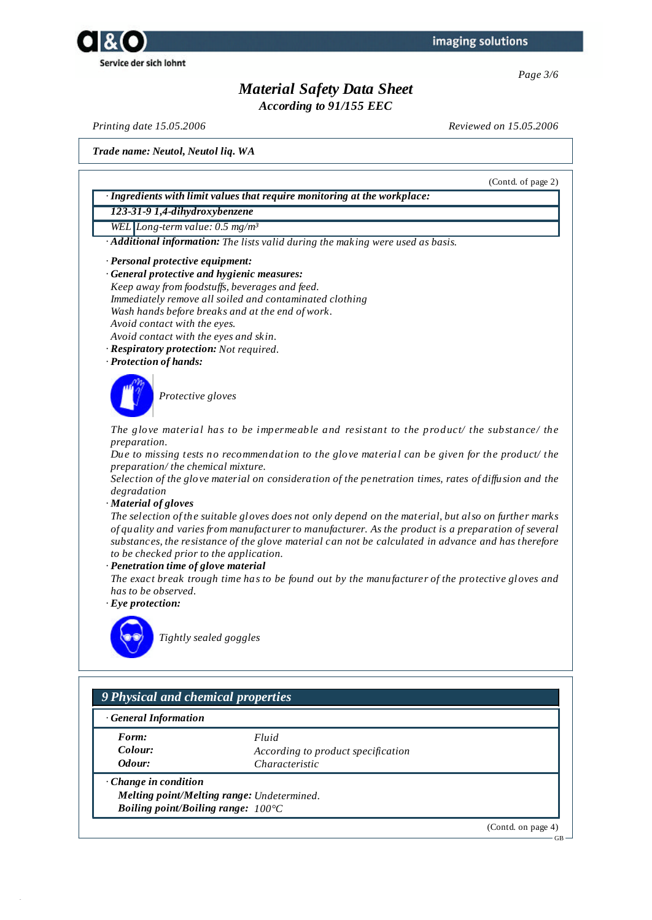## Material Safety Data Sheet

*According to 91/155 EEC*

*Printing date 15.05.2006* *Reviewed on 15.05.2006*

**Trade name: Neutol, Neutol liq. WA**

(Contd. of page 2)

· **Ingredients with limit values that require monitoring at the workplace:**

| 123-31-9 1,4-dihydroxybenzene | |
|---|---|
| WEL | Long-term value: 0.5 mg/m³ |

· **Additional information:** The lists valid during the making were used as basis.

· **Personal protective equipment:**

· **General protective and hygienic measures:**

Keep away from foodstuffs, beverages and feed.
Immediately remove all soiled and contaminated clothing
Wash hands before breaks and at the end of work.
Avoid contact with the eyes.
Avoid contact with the eyes and skin.

· **Respiratory protection:** Not required.

· **Protection of hands:**

Protective gloves

The glove material has to be impermeable and resistant to the product/ the substance/ the preparation.
Due to missing tests no recommendation to the glove material can be given for the product/ the preparation/ the chemical mixture.
Selection of the glove material on consideration of the penetration times, rates of diffusion and the degradation

· **Material of gloves**

The selection of the suitable gloves does not only depend on the material, but also on further marks of quality and varies from manufacturer to manufacturer. As the product is a preparation of several substances, the resistance of the glove material can not be calculated in advance and has therefore to be checked prior to the application.

· **Penetration time of glove material**

The exact break trough time has to be found out by the manufacturer of the protective gloves and has to be observed.

· **Eye protection:**

Tightly sealed goggles

## 9 Physical and chemical properties

· **General Information**

| | |
|---|---|
| **Form:** | Fluid |
| **Colour:** | According to product specification |
| **Odour:** | Characteristic |

· **Change in condition**

**Melting point/Melting range:** Undetermined.
**Boiling point/Boiling range:** 100°C

(Contd. on page 4)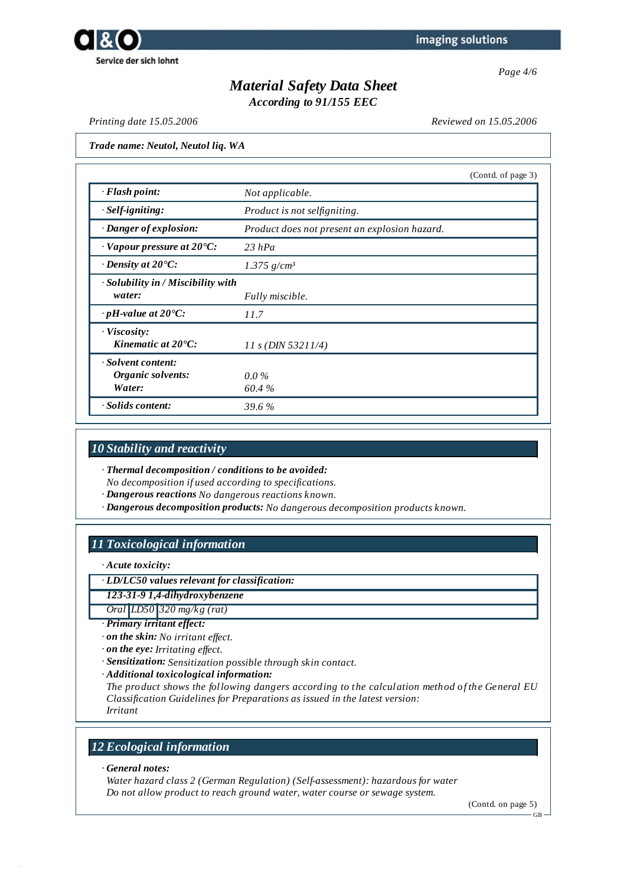# Material Safety Data Sheet

*According to 91/155 EEC*

*Printing date 15.05.2006* *Reviewed on 15.05.2006*

***Trade name: Neutol, Neutol liq. WA***

(Contd. of page 3)

| | |
|---|---|
| · **Flash point:** | *Not applicable.* |
| · **Self-igniting:** | *Product is not selfigniting.* |
| · **Danger of explosion:** | *Product does not present an explosion hazard.* |
| · **Vapour pressure at 20°C:** | *23 hPa* |
| · **Density at 20°C:** | *1.375 g/cm³* |
| · **Solubility in / Miscibility with water:** | *Fully miscible.* |
| · **pH-value at 20°C:** | *11.7* |
| · **Viscosity:** Kinematic at 20°C: | *11 s (DIN 53211/4)* |
| · **Solvent content:** Organic solvents: | *0.0 %* |
| Water: | *60.4 %* |
| · **Solids content:** | *39.6 %* |

## 10 Stability and reactivity

· ***Thermal decomposition / conditions to be avoided:***
*No decomposition if used according to specifications.*
· ***Dangerous reactions*** *No dangerous reactions known.*
· ***Dangerous decomposition products:*** *No dangerous decomposition products known.*

## 11 Toxicological information

· ***Acute toxicity:***

| · **LD/LC50 values relevant for classification:** | | |
|---|---|---|
| **123-31-9 1,4-dihydroxybenzene** | | |
| *Oral* | *LD50* | *320 mg/kg (rat)* |

· ***Primary irritant effect:***
· ***on the skin:*** *No irritant effect.*
· ***on the eye:*** *Irritating effect.*
· ***Sensitization:*** *Sensitization possible through skin contact.*
· ***Additional toxicological information:***
*The product shows the following dangers according to the calculation method of the General EU Classification Guidelines for Preparations as issued in the latest version:*
*Irritant*

## 12 Ecological information

· ***General notes:***
*Water hazard class 2 (German Regulation) (Self-assessment): hazardous for water*
*Do not allow product to reach ground water, water course or sewage system.*

(Contd. on page 5)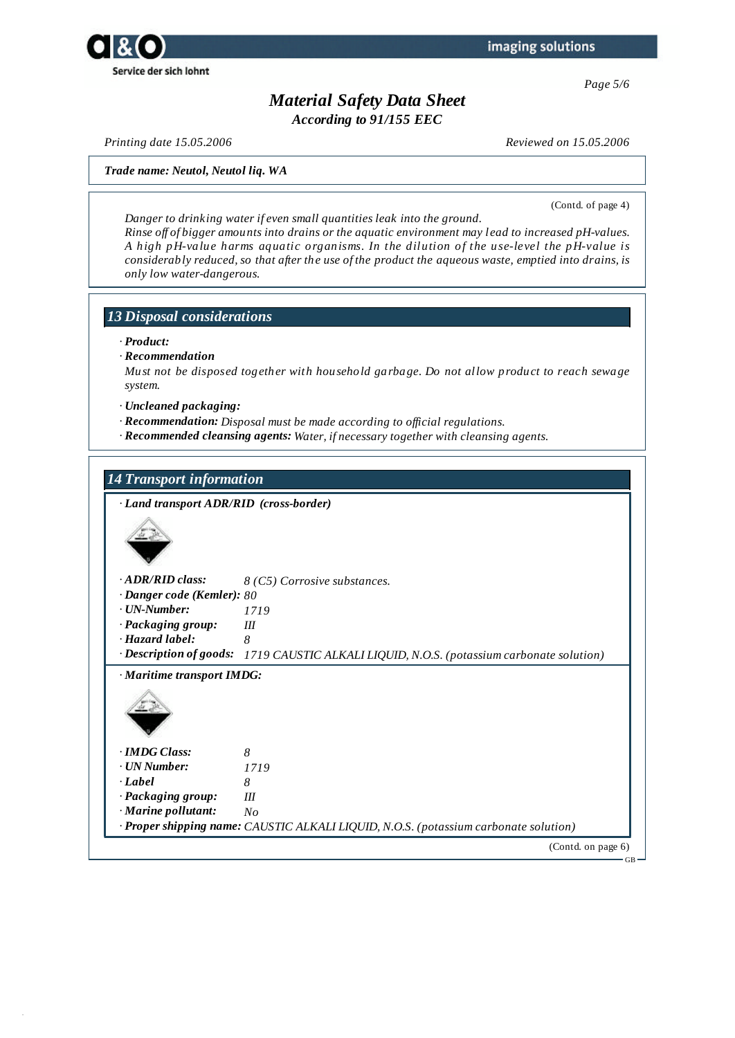# Material Safety Data Sheet

*According to 91/155 EEC*

*Printing date 15.05.2006* *Reviewed on 15.05.2006*

***Trade name: Neutol, Neutol liq. WA***

(Contd. of page 4)

*Danger to drinking water if even small quantities leak into the ground.*
*Rinse off of bigger amounts into drains or the aquatic environment may lead to increased pH-values. A high pH-value harms aquatic organisms. In the dilution of the use-level the pH-value is considerably reduced, so that after the use of the product the aqueous waste, emptied into drains, is only low water-dangerous.*

## 13 Disposal considerations

· ***Product:***
· ***Recommendation***
*Must not be disposed together with household garbage. Do not allow product to reach sewage system.*

· ***Uncleaned packaging:***
· ***Recommendation:*** *Disposal must be made according to official regulations.*
· ***Recommended cleansing agents:*** *Water, if necessary together with cleansing agents.*

## 14 Transport information

· ***Land transport ADR/RID (cross-border)***

· ***ADR/RID class:*** *8 (C5) Corrosive substances.*
· ***Danger code (Kemler):*** *80*
· ***UN-Number:*** *1719*
· ***Packaging group:*** *III*
· ***Hazard label:*** *8*
· ***Description of goods:*** *1719 CAUSTIC ALKALI LIQUID, N.O.S. (potassium carbonate solution)*

· ***Maritime transport IMDG:***

· ***IMDG Class:*** *8*
· ***UN Number:*** *1719*
· ***Label*** *8*
· ***Packaging group:*** *III*
· ***Marine pollutant:*** *No*
· ***Proper shipping name:*** *CAUSTIC ALKALI LIQUID, N.O.S. (potassium carbonate solution)*

(Contd. on page 6)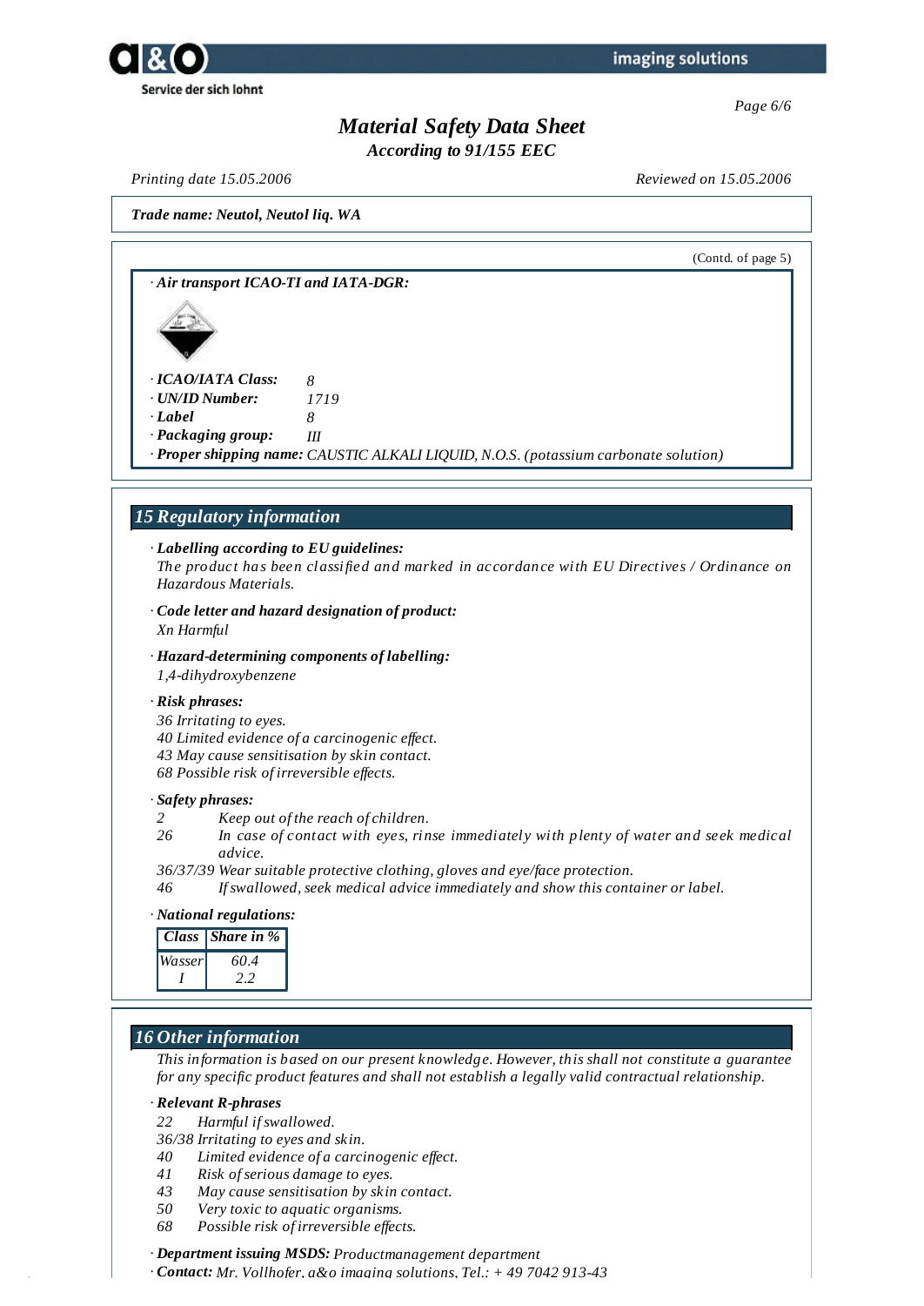*Material Safety Data Sheet*
*According to 91/155 EEC*

*Printing date 15.05.2006* *Reviewed on 15.05.2006*

***Trade name: Neutol, Neutol liq. WA***

(Contd. of page 5)

· ***Air transport ICAO-TI and IATA-DGR:***

· ***ICAO/IATA Class:*** *8*
· ***UN/ID Number:*** *1719*
· ***Label*** *8*
· ***Packaging group:*** *III*
· ***Proper shipping name:*** *CAUSTIC ALKALI LIQUID, N.O.S. (potassium carbonate solution)*

## 15 Regulatory information

· ***Labelling according to EU guidelines:***
*The product has been classified and marked in accordance with EU Directives / Ordinance on Hazardous Materials.*

· ***Code letter and hazard designation of product:***
*Xn Harmful*

· ***Hazard-determining components of labelling:***
*1,4-dihydroxybenzene*

· ***Risk phrases:***
*36 Irritating to eyes.*
*40 Limited evidence of a carcinogenic effect.*
*43 May cause sensitisation by skin contact.*
*68 Possible risk of irreversible effects.*

· ***Safety phrases:***
*2 Keep out of the reach of children.*
*26 In case of contact with eyes, rinse immediately with plenty of water and seek medical advice.*
*36/37/39 Wear suitable protective clothing, gloves and eye/face protection.*
*46 If swallowed, seek medical advice immediately and show this container or label.*

· ***National regulations:***

| *Class* | *Share in %* |
|---|---|
| *Wasser* | *60.4* |
| *I* | *2.2* |

## 16 Other information

*This information is based on our present knowledge. However, this shall not constitute a guarantee for any specific product features and shall not establish a legally valid contractual relationship.*

· ***Relevant R-phrases***
*22 Harmful if swallowed.*
*36/38 Irritating to eyes and skin.*
*40 Limited evidence of a carcinogenic effect.*
*41 Risk of serious damage to eyes.*
*43 May cause sensitisation by skin contact.*
*50 Very toxic to aquatic organisms.*
*68 Possible risk of irreversible effects.*

· ***Department issuing MSDS:*** *Productmanagement department*
· ***Contact:*** *Mr. Vollhofer, a&o imaging solutions, Tel.: + 49 7042 913-43*